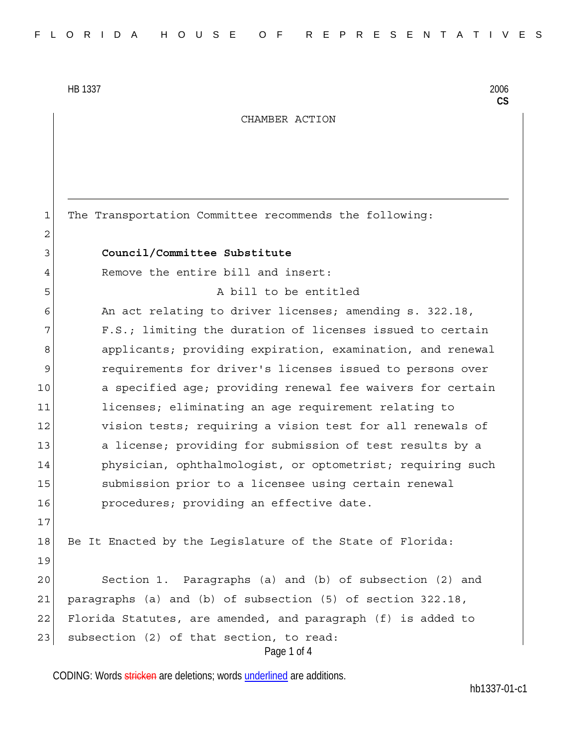HB 1337 2006
**CS**

CHAMBER ACTION

The Transportation Committee recommends the following:

**Council/Committee Substitute**

Remove the entire bill and insert:

A bill to be entitled

An act relating to driver licenses; amending s. 322.18, F.S.; limiting the duration of licenses issued to certain applicants; providing expiration, examination, and renewal requirements for driver's licenses issued to persons over a specified age; providing renewal fee waivers for certain licenses; eliminating an age requirement relating to vision tests; requiring a vision test for all renewals of a license; providing for submission of test results by a physician, ophthalmologist, or optometrist; requiring such submission prior to a licensee using certain renewal procedures; providing an effective date.

Be It Enacted by the Legislature of the State of Florida:

Section 1. Paragraphs (a) and (b) of subsection (2) and paragraphs (a) and (b) of subsection (5) of section 322.18, Florida Statutes, are amended, and paragraph (f) is added to subsection (2) of that section, to read:

CODING: Words stricken are deletions; words underlined are additions.

hb1337-01-c1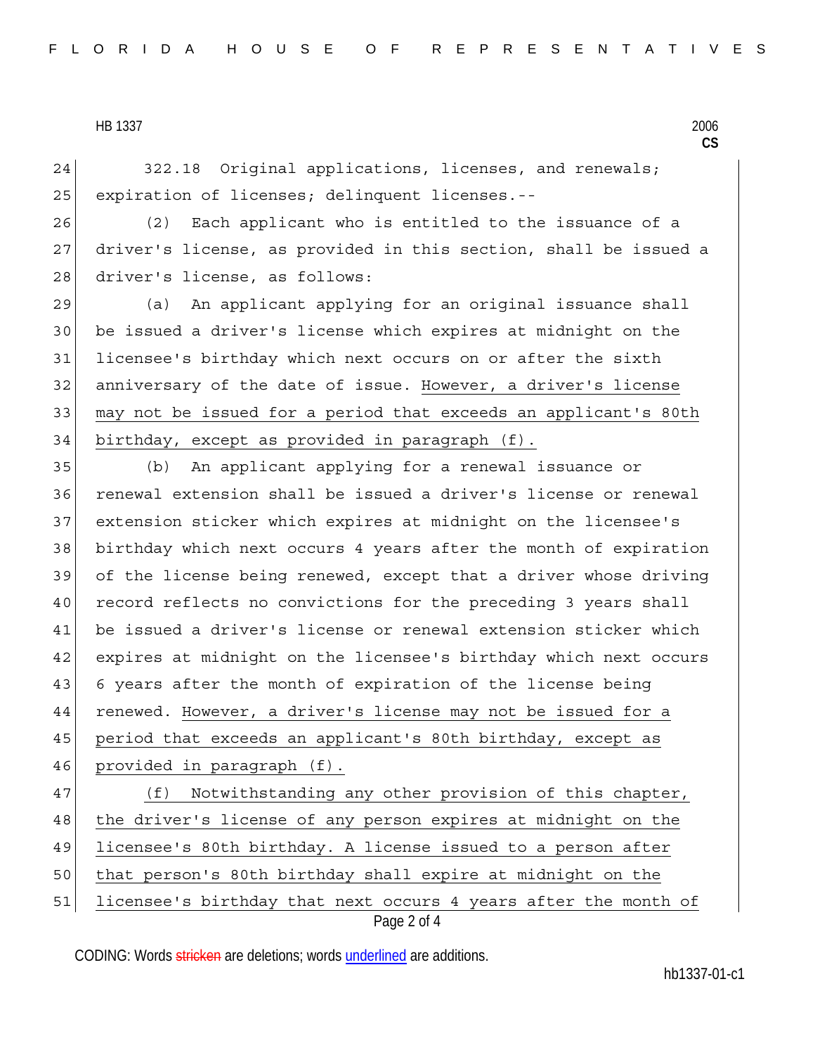322.18 Original applications, licenses, and renewals; expiration of licenses; delinquent licenses.--

(2) Each applicant who is entitled to the issuance of a driver's license, as provided in this section, shall be issued a driver's license, as follows:

(a) An applicant applying for an original issuance shall be issued a driver's license which expires at midnight on the licensee's birthday which next occurs on or after the sixth anniversary of the date of issue. <u>However, a driver's license may not be issued for a period that exceeds an applicant's 80th birthday, except as provided in paragraph (f).</u>

(b) An applicant applying for a renewal issuance or renewal extension shall be issued a driver's license or renewal extension sticker which expires at midnight on the licensee's birthday which next occurs 4 years after the month of expiration of the license being renewed, except that a driver whose driving record reflects no convictions for the preceding 3 years shall be issued a driver's license or renewal extension sticker which expires at midnight on the licensee's birthday which next occurs 6 years after the month of expiration of the license being renewed. <u>However, a driver's license may not be issued for a period that exceeds an applicant's 80th birthday, except as provided in paragraph (f).</u>

<u>(f) Notwithstanding any other provision of this chapter, the driver's license of any person expires at midnight on the licensee's 80th birthday. A license issued to a person after that person's 80th birthday shall expire at midnight on the licensee's birthday that next occurs 4 years after the month of</u>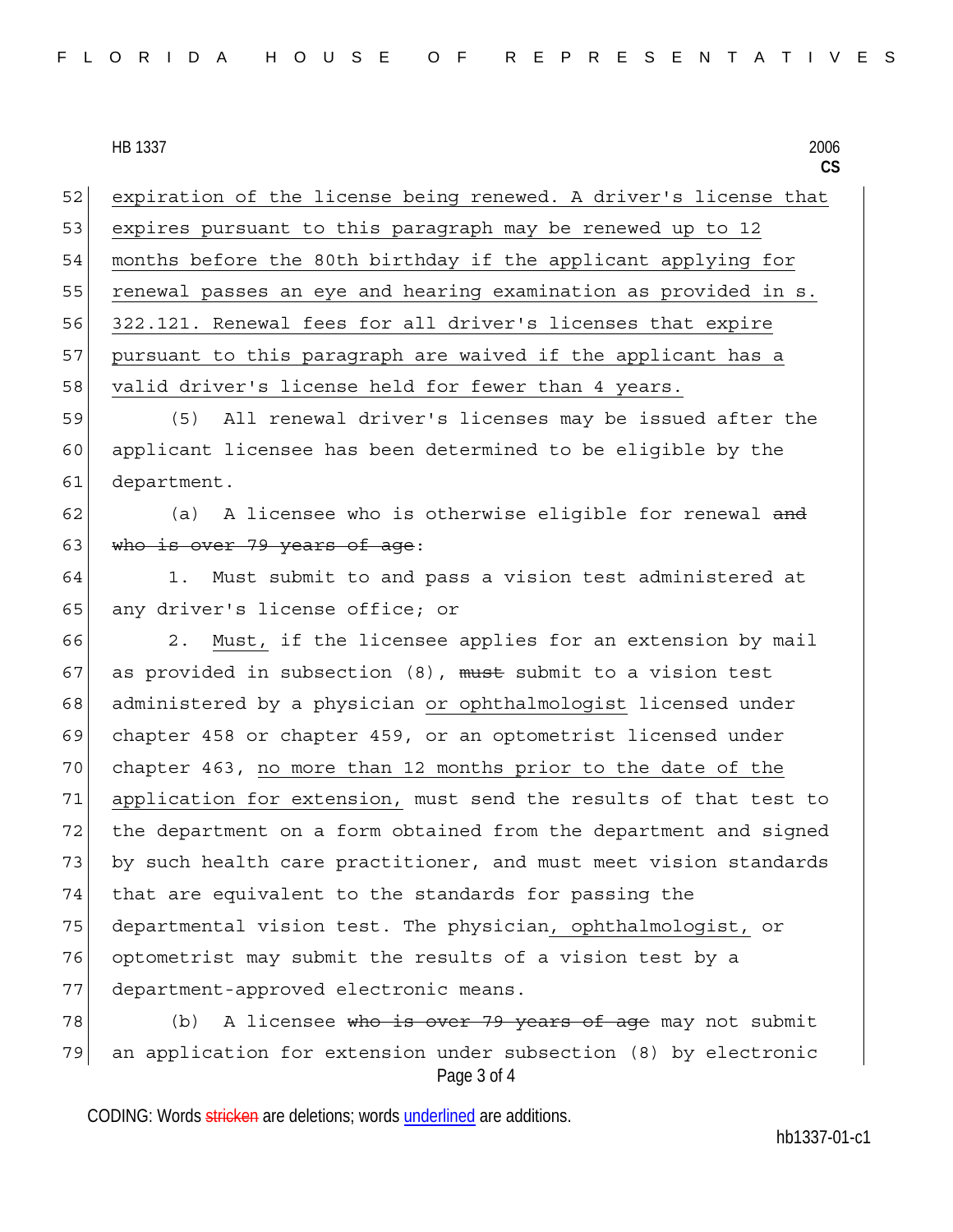<u>expiration of the license being renewed. A driver's license that expires pursuant to this paragraph may be renewed up to 12 months before the 80th birthday if the applicant applying for renewal passes an eye and hearing examination as provided in s. 322.121. Renewal fees for all driver's licenses that expire pursuant to this paragraph are waived if the applicant has a valid driver's license held for fewer than 4 years.</u>

(5) All renewal driver's licenses may be issued after the applicant licensee has been determined to be eligible by the department.

(a) A licensee who is otherwise eligible for renewal ~~and who is over 79 years of age~~:

1. Must submit to and pass a vision test administered at any driver's license office; or

2. <u>Must,</u> if the licensee applies for an extension by mail as provided in subsection (8), ~~must~~ submit to a vision test administered by a physician <u>or ophthalmologist</u> licensed under chapter 458 or chapter 459, or an optometrist licensed under chapter 463, <u>no more than 12 months prior to the date of the application for extension,</u> must send the results of that test to the department on a form obtained from the department and signed by such health care practitioner, and must meet vision standards that are equivalent to the standards for passing the departmental vision test. The physician<u>, ophthalmologist,</u> or optometrist may submit the results of a vision test by a department-approved electronic means.

(b) A licensee ~~who is over 79 years of age~~ may not submit an application for extension under subsection (8) by electronic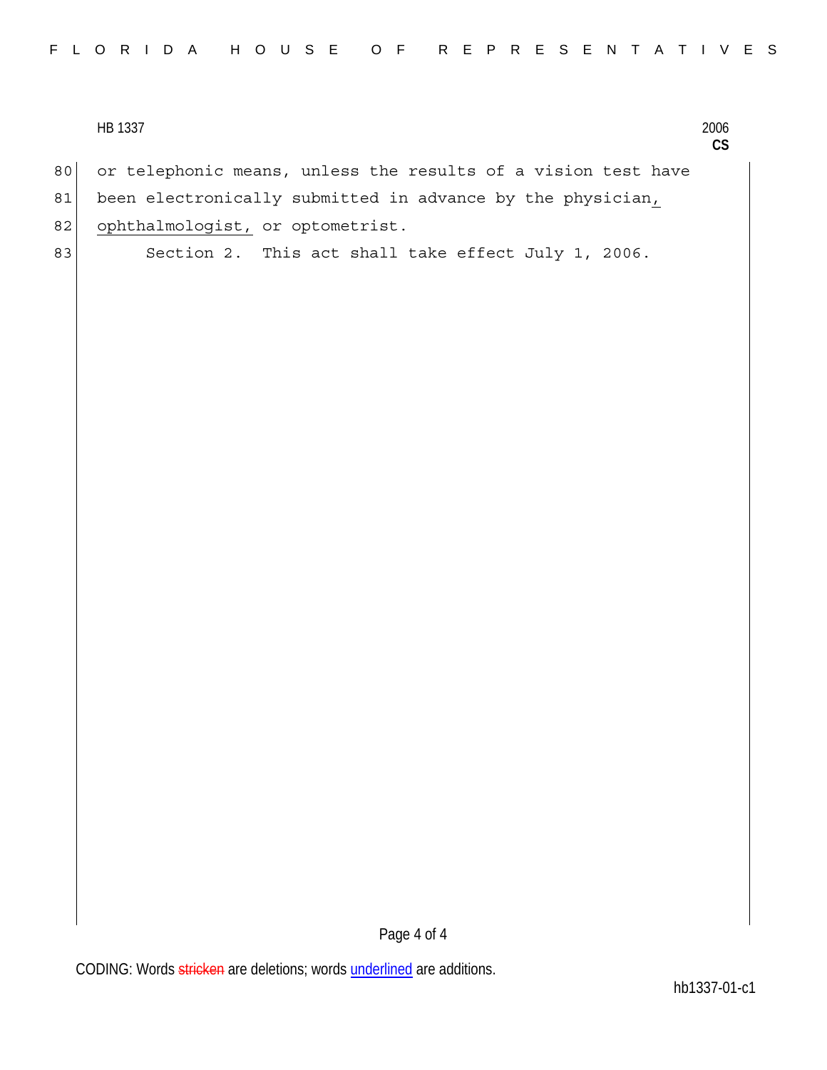or telephonic means, unless the results of a vision test have been electronically submitted in advance by the physician, ophthalmologist, or optometrist.

Section 2. This act shall take effect July 1, 2006.